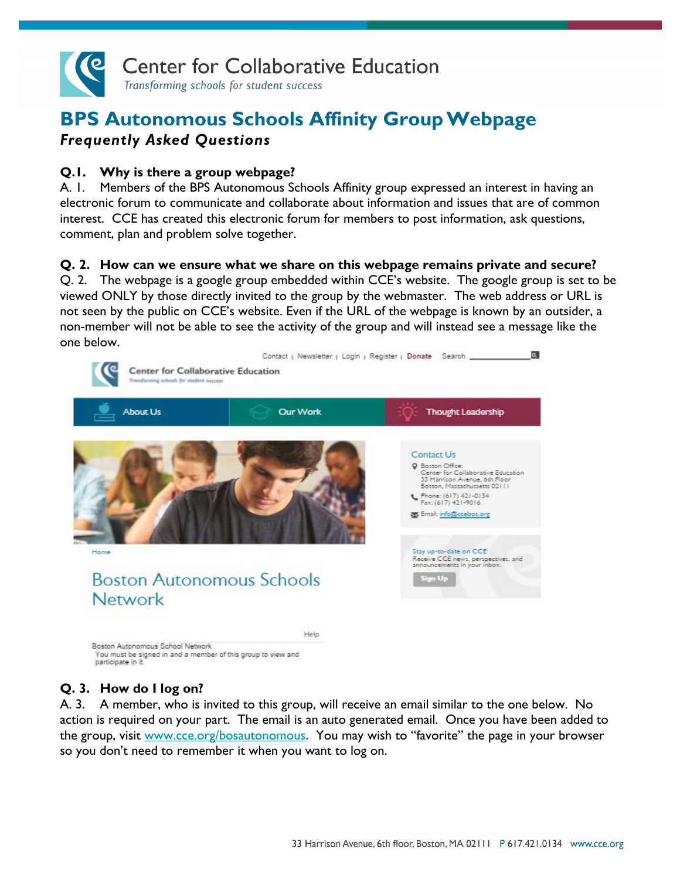Center for Collaborative Education

*Transforming schools for student success*

# BPS Autonomous Schools Affinity Group Webpage

***Frequently Asked Questions***

**Q.1. Why is there a group webpage?**

A. 1. Members of the BPS Autonomous Schools Affinity group expressed an interest in having an electronic forum to communicate and collaborate about information and issues that are of common interest. CCE has created this electronic forum for members to post information, ask questions, comment, plan and problem solve together.

**Q. 2. How can we ensure what we share on this webpage remains private and secure?**

Q. 2. The webpage is a google group embedded within CCE's website. The google group is set to be viewed ONLY by those directly invited to the group by the webmaster. The web address or URL is not seen by the public on CCE's website. Even if the URL of the webpage is known by an outsider, a non-member will not be able to see the activity of the group and will instead see a message like the one below.

Contact | Newsletter | Login | Register | Donate Search

Center for Collaborative Education

About Us | Our Work | Thought Leadership

Contact Us
Boston Office:
Center for Collaborative Education
33 Harrison Avenue, 6th Floor
Boston, Massachusetts 02111
Phone: (617) 421-0134
Fax: (617) 421-9016
Email: info@ccebos.org

Stay up-to-date on CCE
Receive CCE news, perspectives, and announcements in your inbox.
Sign Up

Home

Boston Autonomous Schools Network

Help

Boston Autonomous School Network
You must be signed in and a member of this group to view and participate in it.

**Q. 3. How do I log on?**

A. 3. A member, who is invited to this group, will receive an email similar to the one below. No action is required on your part. The email is an auto generated email. Once you have been added to the group, visit www.cce.org/bosautonomous. You may wish to "favorite" the page in your browser so you don't need to remember it when you want to log on.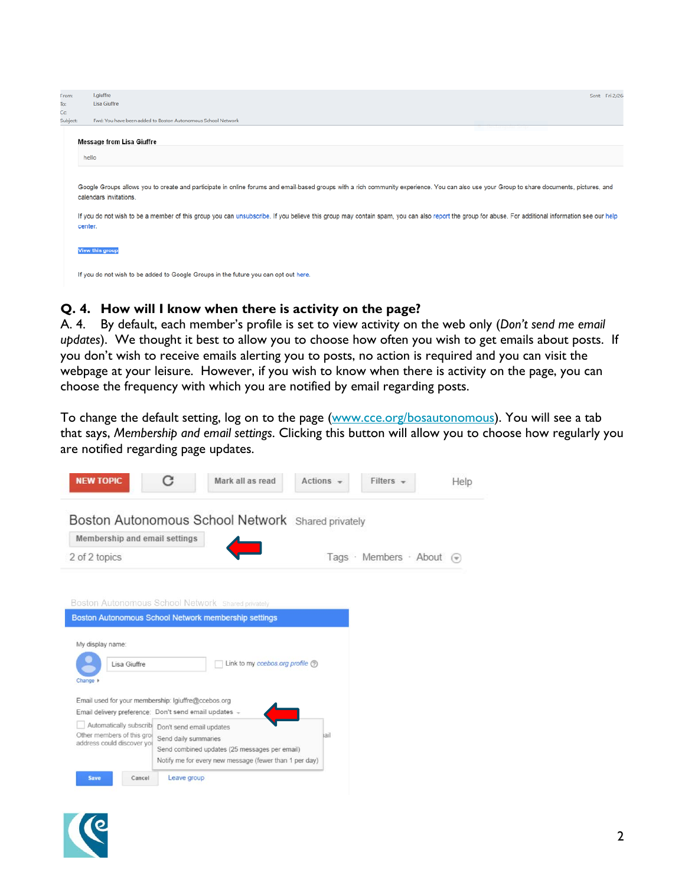From: l.giuffre
To: Lisa Giuffre
Cc:
Subject: Fwd: You have been added to Boston Autonomous School Network

Sent: Fri 2/26

**Message from Lisa Giuffre**

hello

Google Groups allows you to create and participate in online forums and email-based groups with a rich community experience. You can also use your Group to share documents, pictures, and calendars invitations.

If you do not wish to be a member of this group you can unsubscribe. If you believe this group may contain spam, you can also report the group for abuse. For additional information see our help center.

View this group

If you do not wish to be added to Google Groups in the future you can opt out here.

**Q. 4. How will I know when there is activity on the page?**

A. 4. By default, each member's profile is set to view activity on the web only (*Don't send me email updates*). We thought it best to allow you to choose how often you wish to get emails about posts. If you don't wish to receive emails alerting you to posts, no action is required and you can visit the webpage at your leisure. However, if you wish to know when there is activity on the page, you can choose the frequency with which you are notified by email regarding posts.

To change the default setting, log on to the page (www.cce.org/bosautonomous). You will see a tab that says, *Membership and email settings*. Clicking this button will allow you to choose how regularly you are notified regarding page updates.

NEW TOPIC | Mark all as read | Actions | Filters | Help

Boston Autonomous School Network Shared privately

Membership and email settings

2 of 2 topics

Tags · Members · About

Boston Autonomous School Network Shared privately

Boston Autonomous School Network membership settings

My display name:

Lisa Giuffre

Change

Link to my ccebos.org profile

Email used for your membership: lgiuffre@ccebos.org

Email delivery preference: Don't send email updates

Automatically subscrib

Other members of this gro address could discover yo

Don't send email updates

Send daily summaries

Send combined updates (25 messages per email)

Notify me for every new message (fewer than 1 per day)

Save | Cancel | Leave group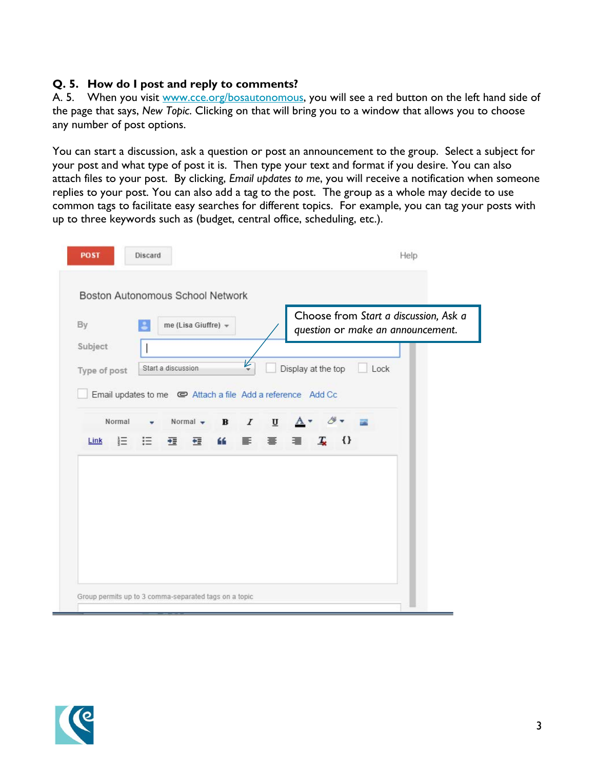**Q. 5. How do I post and reply to comments?**

A. 5. When you visit [www.cce.org/bosautonomous](http://www.cce.org/bosautonomous), you will see a red button on the left hand side of the page that says, *New Topic*. Clicking on that will bring you to a window that allows you to choose any number of post options.

You can start a discussion, ask a question or post an announcement to the group. Select a subject for your post and what type of post it is. Then type your text and format if you desire. You can also attach files to your post. By clicking, *Email updates to me*, you will receive a notification when someone replies to your post. You can also add a tag to the post. The group as a whole may decide to use common tags to facilitate easy searches for different topics. For example, you can tag your posts with up to three keywords such as (budget, central office, scheduling, etc.).

POST Discard Help

Boston Autonomous School Network

By me (Lisa Giuffre)

Subject

Type of post Start a discussion Display at the top Lock

Email updates to me Attach a file Add a reference Add Cc

Choose from *Start a discussion*, *Ask a question* or *make an announcement*.

Group permits up to 3 comma-separated tags on a topic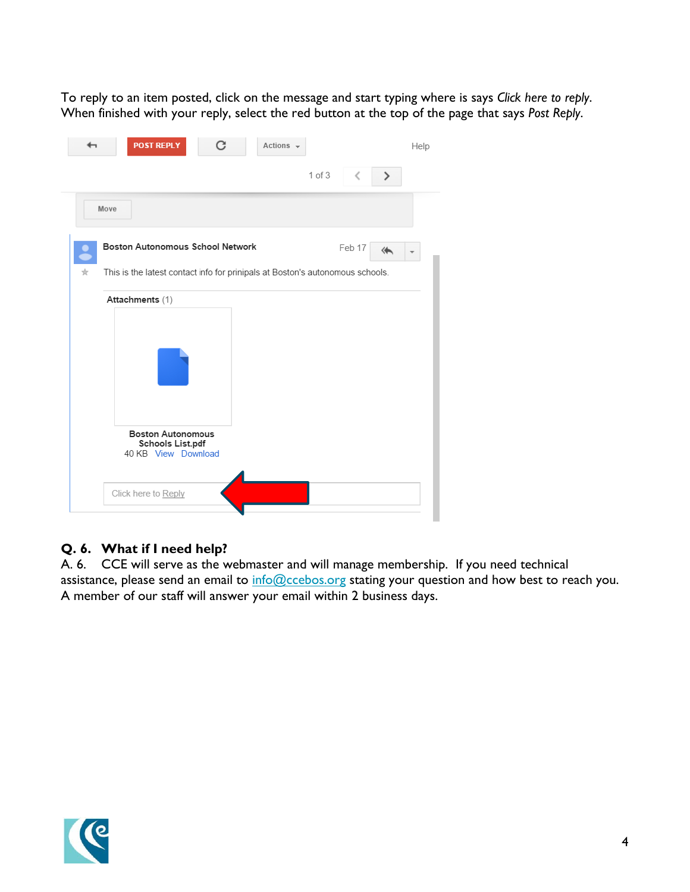To reply to an item posted, click on the message and start typing where is says *Click here to reply*. When finished with your reply, select the red button at the top of the page that says *Post Reply*.

**Q. 6. What if I need help?**

A. 6. CCE will serve as the webmaster and will manage membership. If you need technical assistance, please send an email to info@ccebos.org stating your question and how best to reach you. A member of our staff will answer your email within 2 business days.